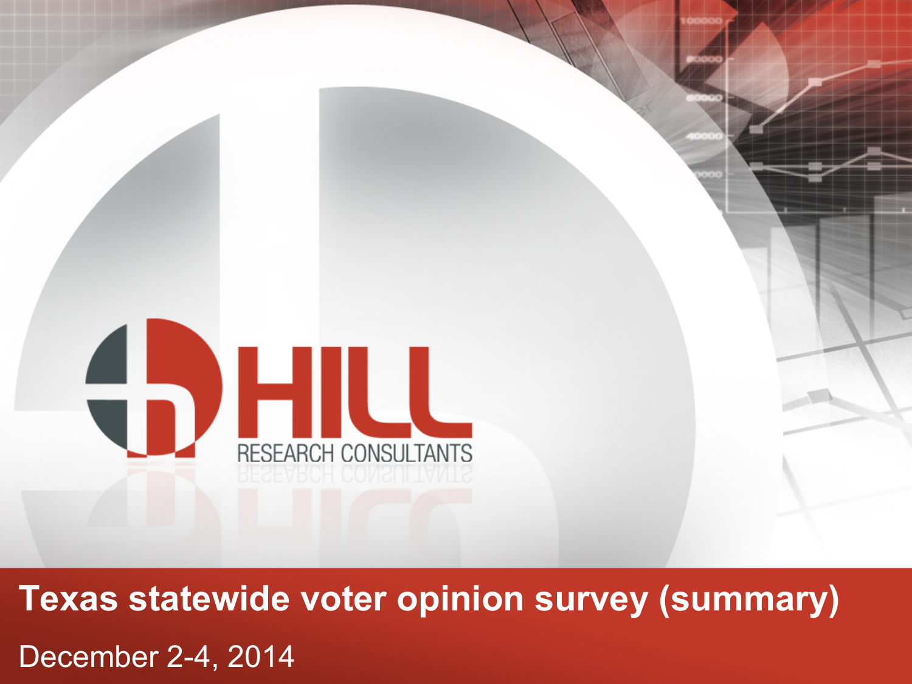HILL RESEARCH CONSULTANTS

# Texas statewide voter opinion survey (summary)

December 2-4, 2014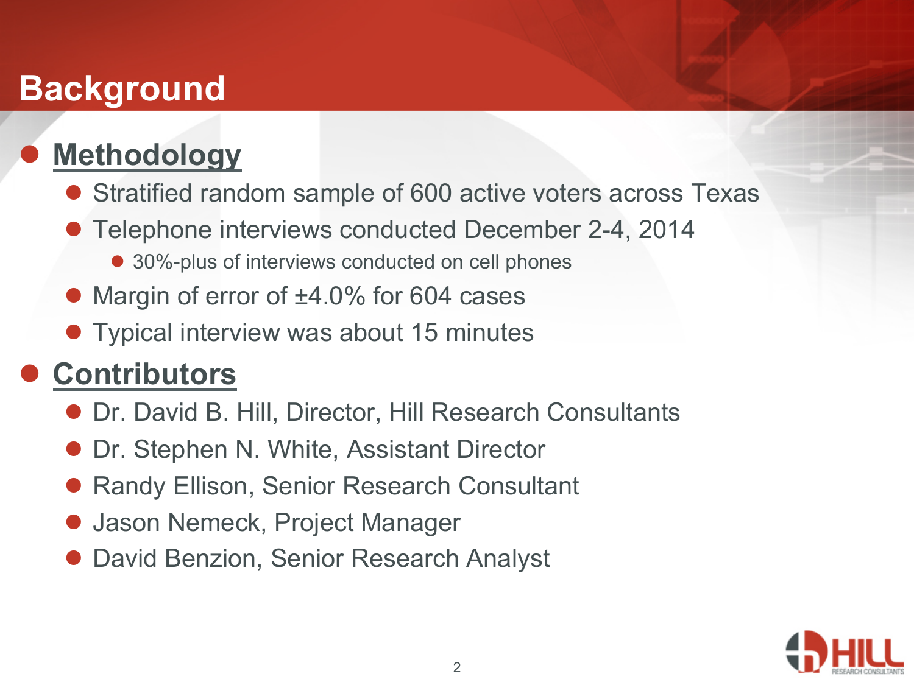# Background

- **Methodology**
  - Stratified random sample of 600 active voters across Texas
  - Telephone interviews conducted December 2-4, 2014
    - 30%-plus of interviews conducted on cell phones
  - Margin of error of ±4.0% for 604 cases
  - Typical interview was about 15 minutes
- **Contributors**
  - Dr. David B. Hill, Director, Hill Research Consultants
  - Dr. Stephen N. White, Assistant Director
  - Randy Ellison, Senior Research Consultant
  - Jason Nemeck, Project Manager
  - David Benzion, Senior Research Analyst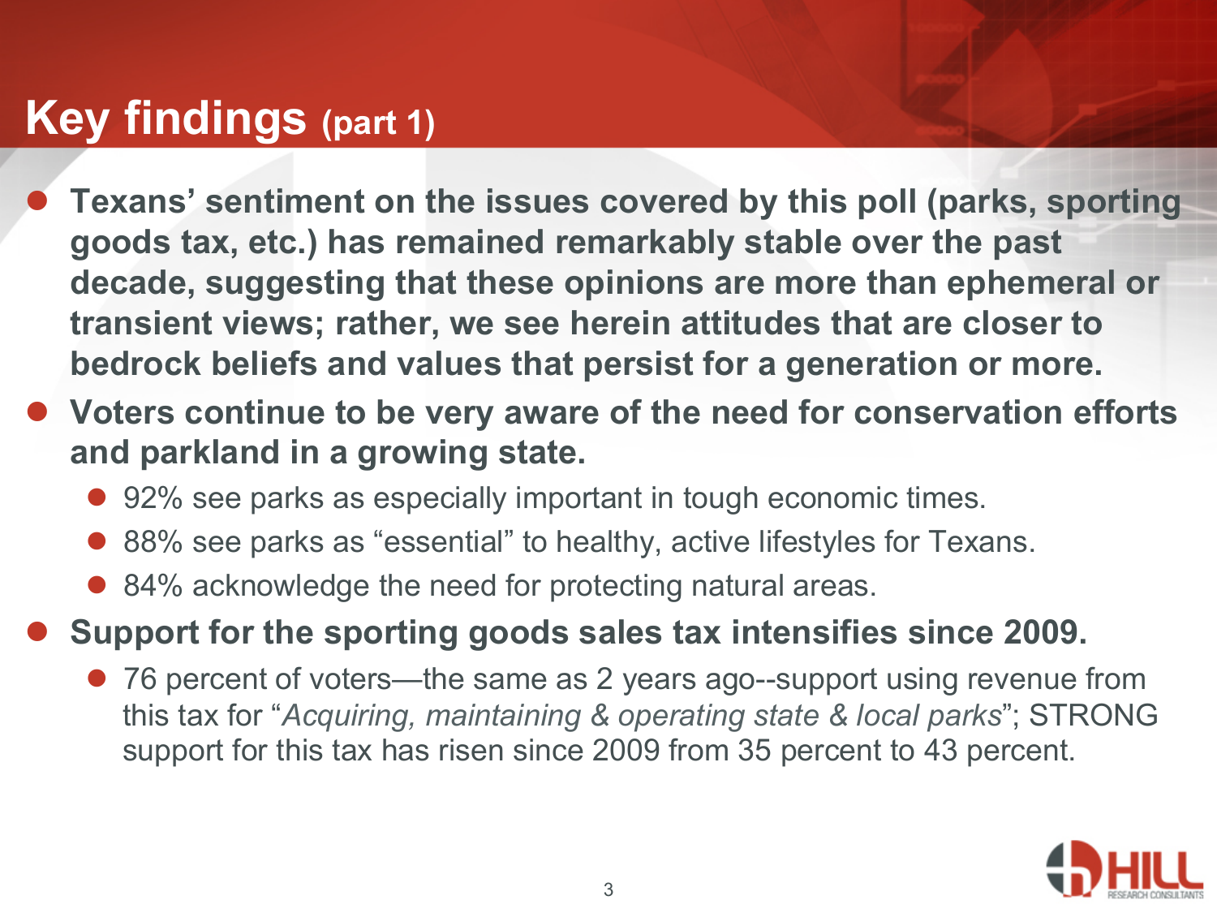# Key findings (part 1)

- **Texans' sentiment on the issues covered by this poll (parks, sporting goods tax, etc.) has remained remarkably stable over the past decade, suggesting that these opinions are more than ephemeral or transient views; rather, we see herein attitudes that are closer to bedrock beliefs and values that persist for a generation or more.**
- **Voters continue to be very aware of the need for conservation efforts and parkland in a growing state.**
  - 92% see parks as especially important in tough economic times.
  - 88% see parks as "essential" to healthy, active lifestyles for Texans.
  - 84% acknowledge the need for protecting natural areas.
- **Support for the sporting goods sales tax intensifies since 2009.**
  - 76 percent of voters—the same as 2 years ago--support using revenue from this tax for "*Acquiring, maintaining & operating state & local parks*"; STRONG support for this tax has risen since 2009 from 35 percent to 43 percent.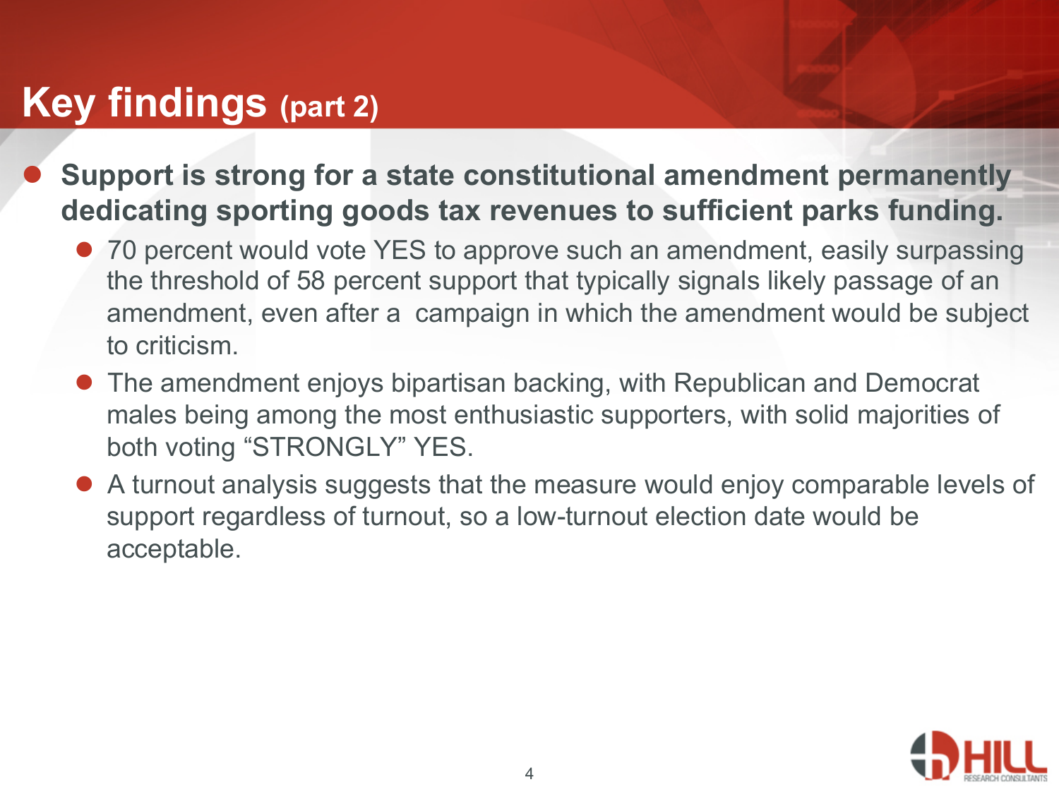# Key findings (part 2)

- **Support is strong for a state constitutional amendment permanently dedicating sporting goods tax revenues to sufficient parks funding.**
  - 70 percent would vote YES to approve such an amendment, easily surpassing the threshold of 58 percent support that typically signals likely passage of an amendment, even after a campaign in which the amendment would be subject to criticism.
  - The amendment enjoys bipartisan backing, with Republican and Democrat males being among the most enthusiastic supporters, with solid majorities of both voting "STRONGLY" YES.
  - A turnout analysis suggests that the measure would enjoy comparable levels of support regardless of turnout, so a low-turnout election date would be acceptable.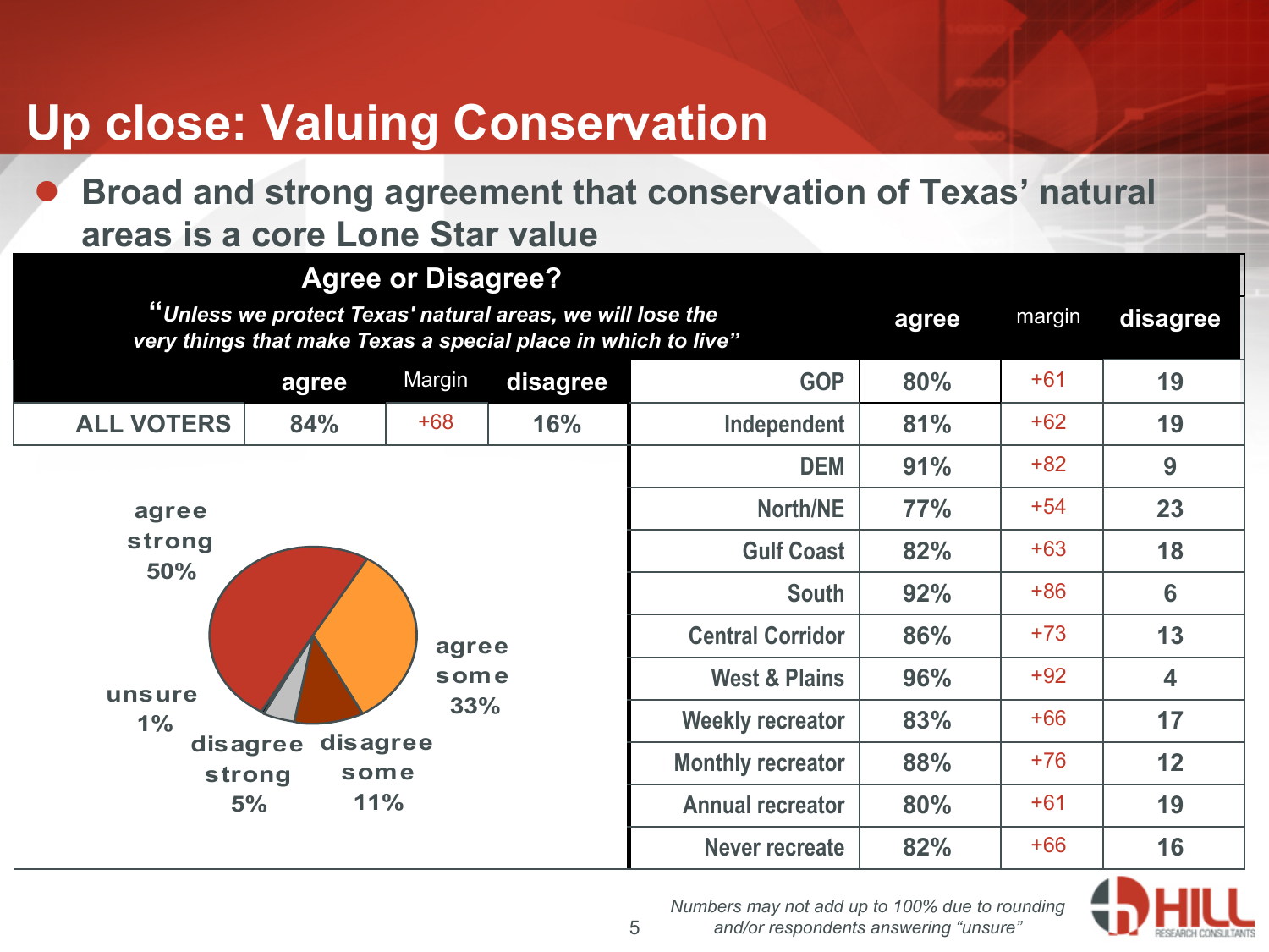# Up close: Valuing Conservation

- **Broad and strong agreement that conservation of Texas' natural areas is a core Lone Star value**

**Agree or Disagree?**

*"Unless we protect Texas' natural areas, we will lose the very things that make Texas a special place in which to live"*

| | agree | Margin | disagree |
|---|---|---|---|
| ALL VOTERS | 84% | +68 | 16% |

agree strong 50%

agree some 33%

unsure 1%

disagree strong 5%

disagree some 11%

| | agree | margin | disagree |
|---|---|---|---|
| GOP | 80% | +61 | 19 |
| Independent | 81% | +62 | 19 |
| DEM | 91% | +82 | 9 |
| North/NE | 77% | +54 | 23 |
| Gulf Coast | 82% | +63 | 18 |
| South | 92% | +86 | 6 |
| Central Corridor | 86% | +73 | 13 |
| West & Plains | 96% | +92 | 4 |
| Weekly recreator | 83% | +66 | 17 |
| Monthly recreator | 88% | +76 | 12 |
| Annual recreator | 80% | +61 | 19 |
| Never recreate | 82% | +66 | 16 |

*Numbers may not add up to 100% due to rounding and/or respondents answering "unsure"*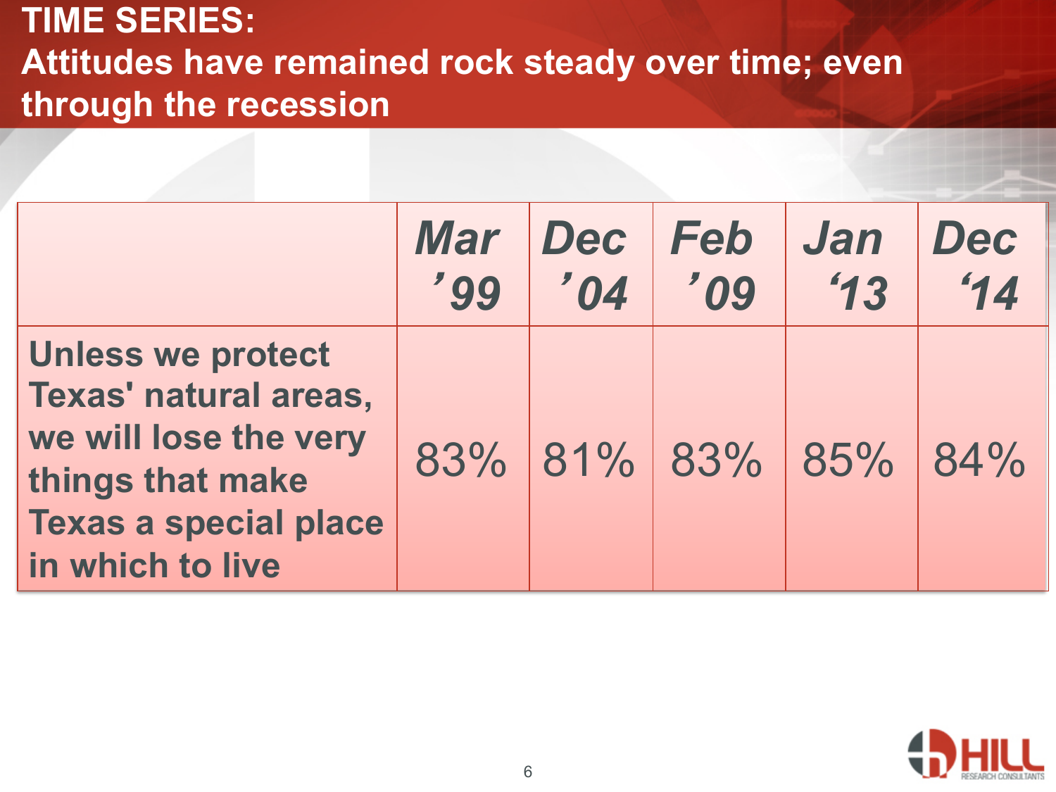# TIME SERIES:

## Attitudes have remained rock steady over time; even through the recession

| | Mar '99 | Dec '04 | Feb '09 | Jan '13 | Dec '14 |
|---|---|---|---|---|---|
| **Unless we protect Texas' natural areas, we will lose the very things that make Texas a special place in which to live** | 83% | 81% | 83% | 85% | 84% |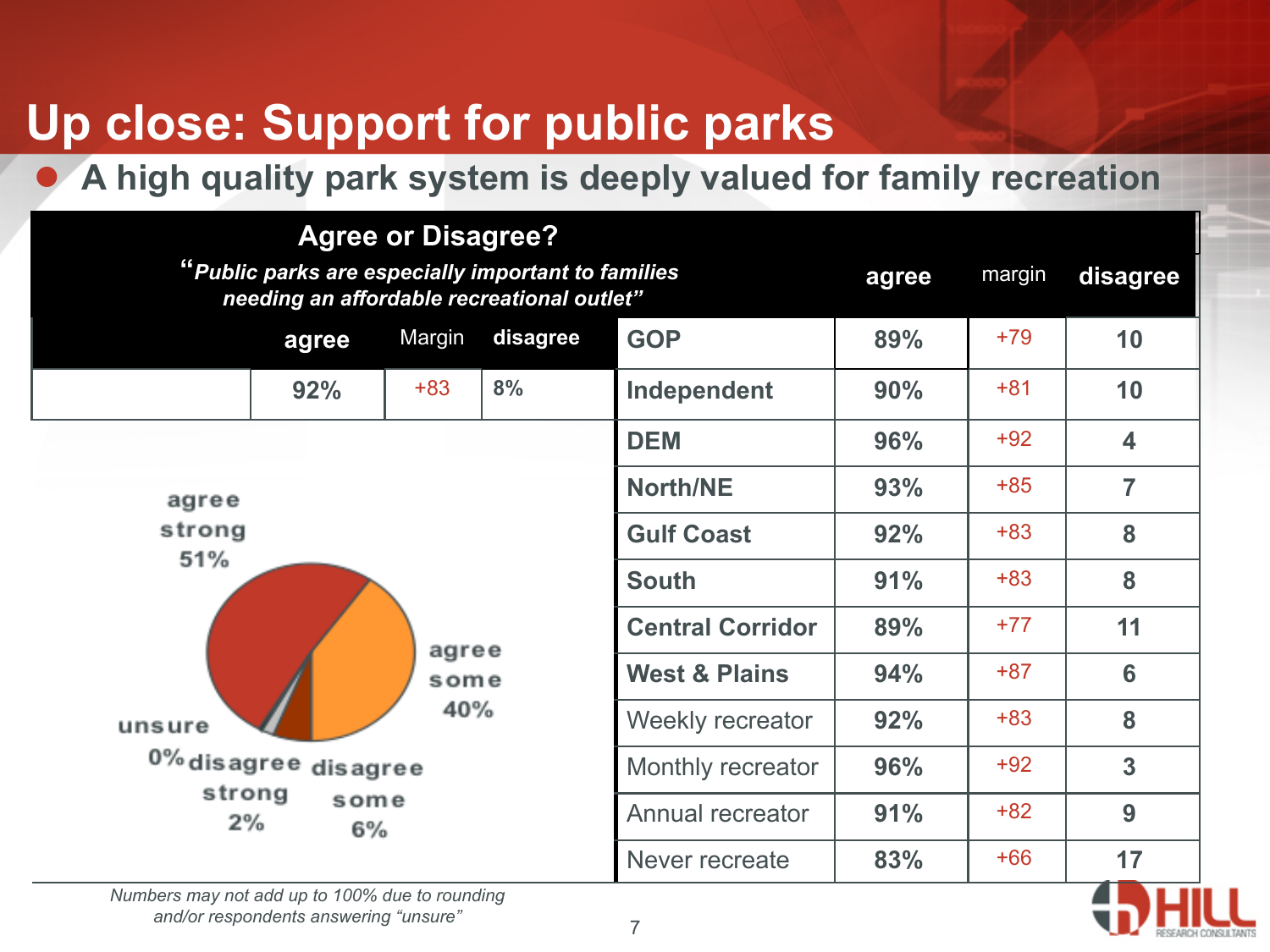# Up close: Support for public parks

- **A high quality park system is deeply valued for family recreation**

**Agree or Disagree?**

*"Public parks are especially important to families needing an affordable recreational outlet"*

| | agree | Margin | disagree |
|---|---|---|---|
| | 92% | +83 | 8% |

agree strong 51%

agree some 40%

unsure 0%

disagree strong 2%

disagree some 6%

| | agree | margin | disagree |
|---|---|---|---|
| GOP | 89% | +79 | 10 |
| Independent | 90% | +81 | 10 |
| DEM | 96% | +92 | 4 |
| North/NE | 93% | +85 | 7 |
| Gulf Coast | 92% | +83 | 8 |
| South | 91% | +83 | 8 |
| Central Corridor | 89% | +77 | 11 |
| West & Plains | 94% | +87 | 6 |
| Weekly recreator | 92% | +83 | 8 |
| Monthly recreator | 96% | +92 | 3 |
| Annual recreator | 91% | +82 | 9 |
| Never recreate | 83% | +66 | 17 |

*Numbers may not add up to 100% due to rounding and/or respondents answering "unsure"*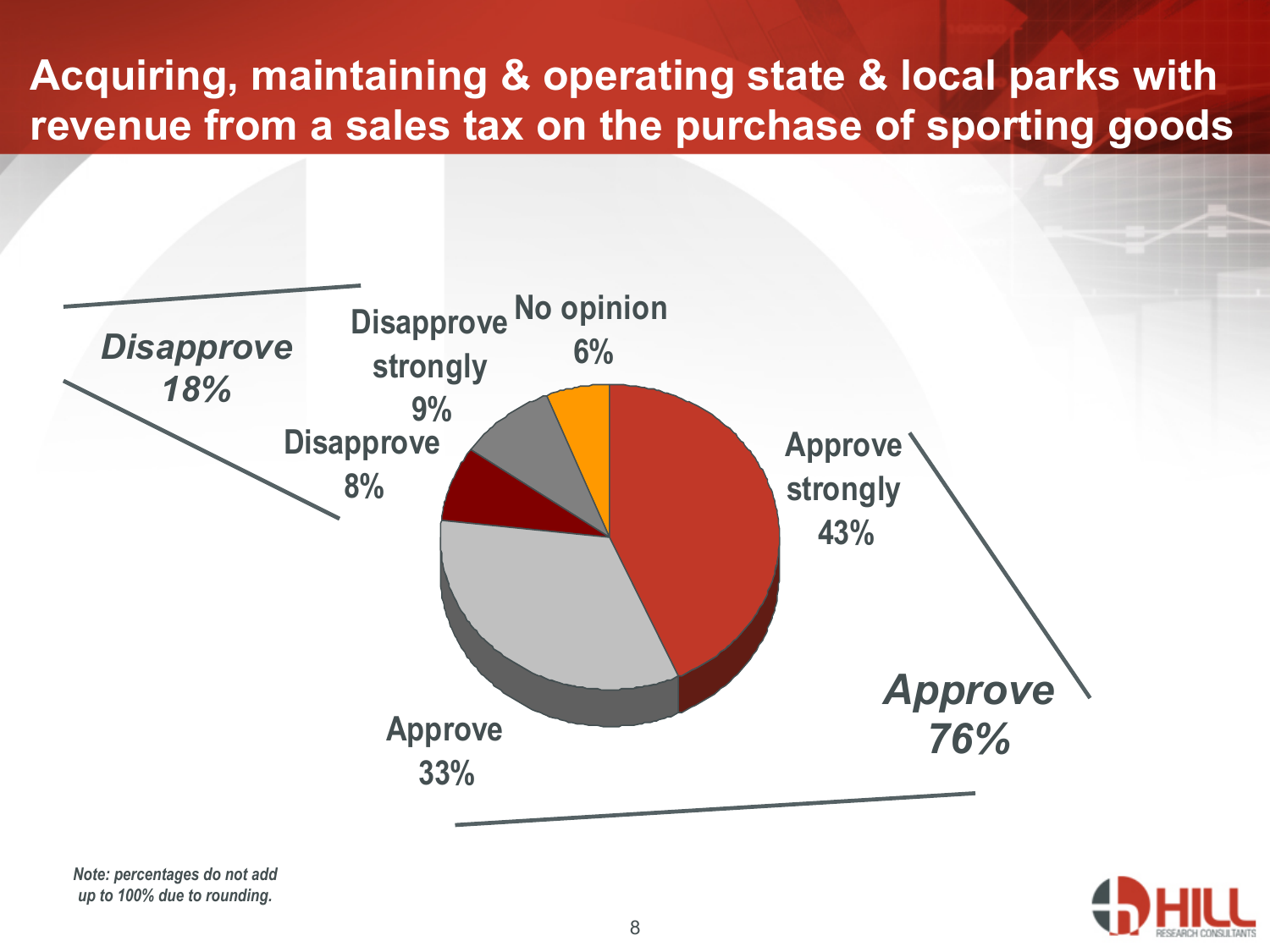# Acquiring, maintaining & operating state & local parks with revenue from a sales tax on the purchase of sporting goods

| Response | Percentage |
|---|---|
| Approve strongly | 43% |
| Approve | 33% |
| Disapprove | 8% |
| Disapprove strongly | 9% |
| No opinion | 6% |

***Approve 76%***

***Disapprove 18%***

*Note: percentages do not add up to 100% due to rounding.*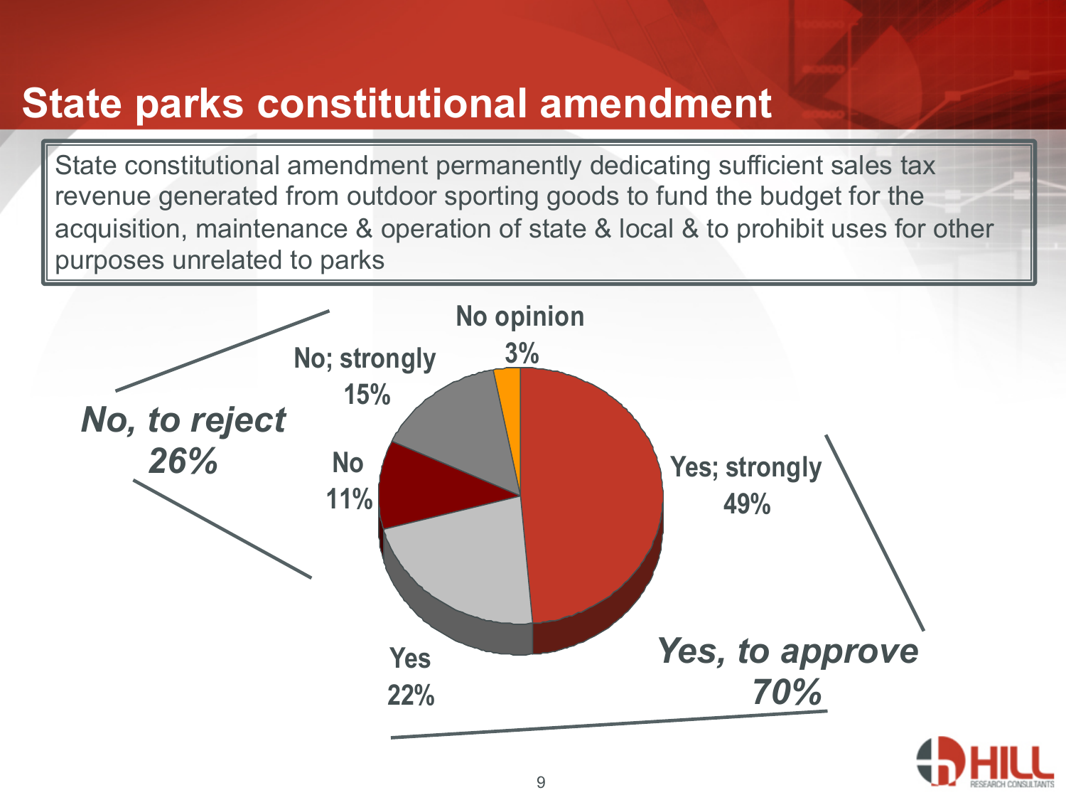# State parks constitutional amendment

State constitutional amendment permanently dedicating sufficient sales tax revenue generated from outdoor sporting goods to fund the budget for the acquisition, maintenance & operation of state & local & to prohibit uses for other purposes unrelated to parks

| Response | Percent |
| --- | --- |
| Yes; strongly | 49% |
| Yes | 22% |
| No | 11% |
| No; strongly | 15% |
| No opinion | 3% |

***Yes, to approve 70%***

***No, to reject 26%***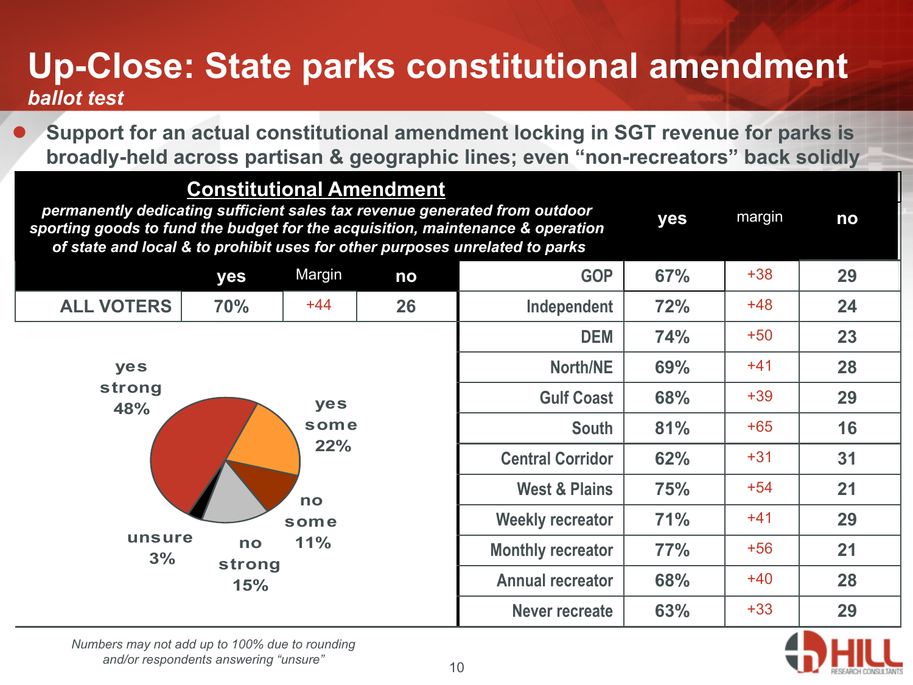# Up-Close: State parks constitutional amendment

***ballot test***

- **Support for an actual constitutional amendment locking in SGT revenue for parks is broadly-held across partisan & geographic lines; even "non-recreators" back solidly**

**Constitutional Amendment**

***permanently dedicating sufficient sales tax revenue generated from outdoor sporting goods to fund the budget for the acquisition, maintenance & operation of state and local & to prohibit uses for other purposes unrelated to parks***

| | yes | Margin | no |
|---|---|---|---|
| ALL VOTERS | 70% | +44 | 26 |

- yes strong 48%
- yes some 22%
- no some 11%
- no strong 15%
- unsure 3%

| | yes | margin | no |
|---|---|---|---|
| GOP | 67% | +38 | 29 |
| Independent | 72% | +48 | 24 |
| DEM | 74% | +50 | 23 |
| North/NE | 69% | +41 | 28 |
| Gulf Coast | 68% | +39 | 29 |
| South | 81% | +65 | 16 |
| Central Corridor | 62% | +31 | 31 |
| West & Plains | 75% | +54 | 21 |
| Weekly recreator | 71% | +41 | 29 |
| Monthly recreator | 77% | +56 | 21 |
| Annual recreator | 68% | +40 | 28 |
| Never recreate | 63% | +33 | 29 |

*Numbers may not add up to 100% due to rounding and/or respondents answering "unsure"*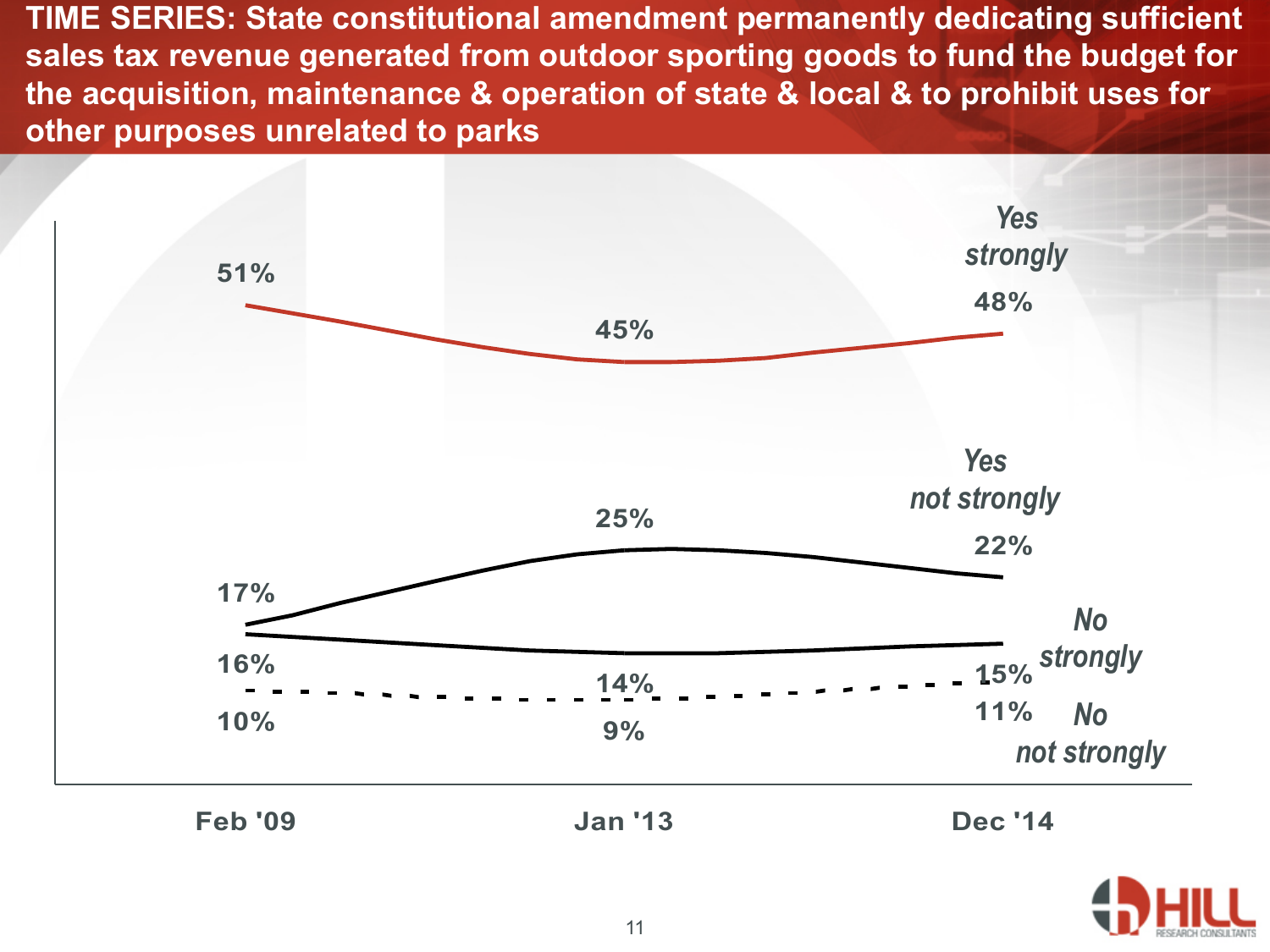# TIME SERIES: State constitutional amendment permanently dedicating sufficient sales tax revenue generated from outdoor sporting goods to fund the budget for the acquisition, maintenance & operation of state & local & to prohibit uses for other purposes unrelated to parks

*Yes strongly*

51%

45%

48%

*Yes not strongly*

17%

25%

22%

*No strongly*

16%

14%

15%

*No not strongly*

10%

9%

11%

Feb '09

Jan '13

Dec '14